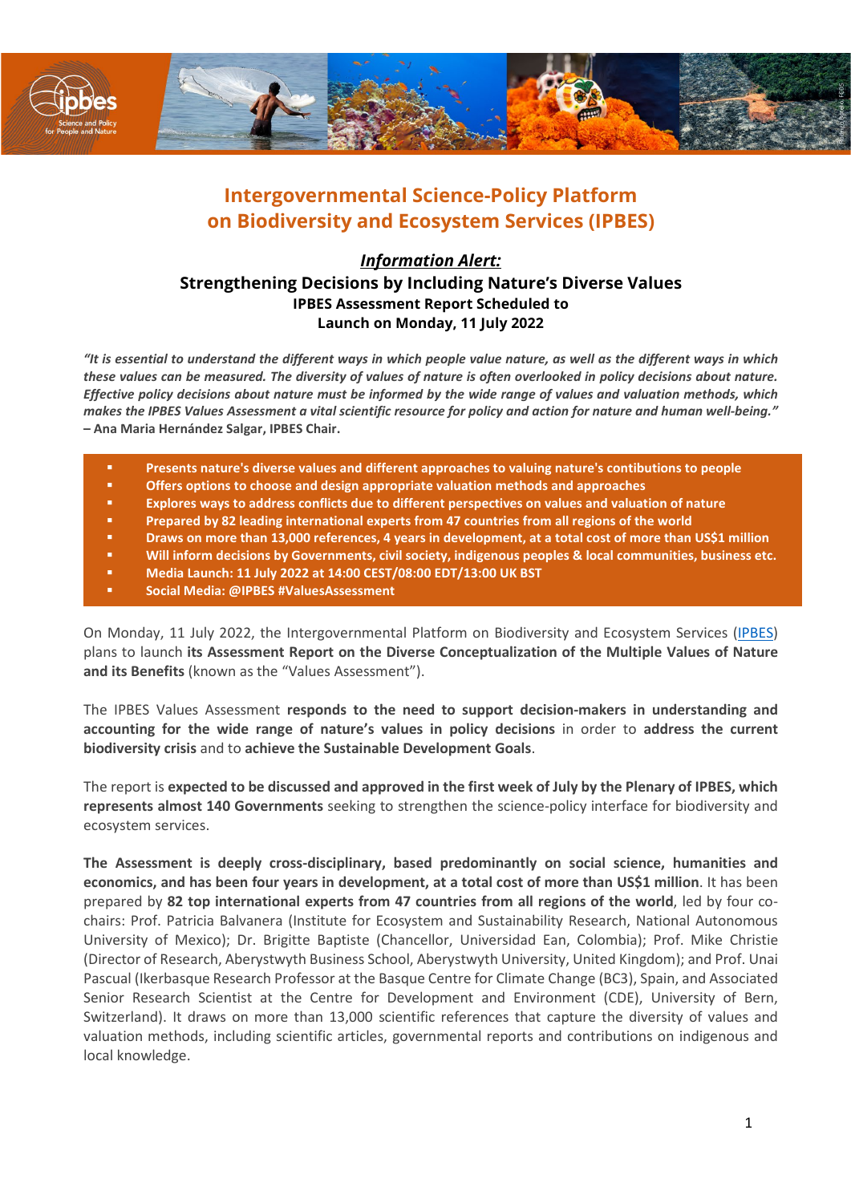# Intergovernmental Science-Policy Platform on Biodiversity and Ecosystem Services (IPBES)

## *Information Alert:*

## Strengthening Decisions by Including Nature's Diverse Values

### IPBES Assessment Report Scheduled to Launch on Monday, 11 July 2022

***"It is essential to understand the different ways in which people value nature, as well as the different ways in which these values can be measured. The diversity of values of nature is often overlooked in policy decisions about nature. Effective policy decisions about nature must be informed by the wide range of values and valuation methods, which makes the IPBES Values Assessment a vital scientific resource for policy and action for nature and human well-being."* – Ana Maria Hernández Salgar, IPBES Chair.**

- **Presents nature's diverse values and different approaches to valuing nature's contibutions to people**
- **Offers options to choose and design appropriate valuation methods and approaches**
- **Explores ways to address conflicts due to different perspectives on values and valuation of nature**
- **Prepared by 82 leading international experts from 47 countries from all regions of the world**
- **Draws on more than 13,000 references, 4 years in development, at a total cost of more than US$1 million**
- **Will inform decisions by Governments, civil society, indigenous peoples & local communities, business etc.**
- **Media Launch: 11 July 2022 at 14:00 CEST/08:00 EDT/13:00 UK BST**
- **Social Media: @IPBES #ValuesAssessment**

On Monday, 11 July 2022, the Intergovernmental Platform on Biodiversity and Ecosystem Services (IPBES) plans to launch **its Assessment Report on the Diverse Conceptualization of the Multiple Values of Nature and its Benefits** (known as the "Values Assessment").

The IPBES Values Assessment **responds to the need to support decision-makers in understanding and accounting for the wide range of nature's values in policy decisions** in order to **address the current biodiversity crisis** and to **achieve the Sustainable Development Goals**.

The report is **expected to be discussed and approved in the first week of July by the Plenary of IPBES, which represents almost 140 Governments** seeking to strengthen the science-policy interface for biodiversity and ecosystem services.

**The Assessment is deeply cross-disciplinary, based predominantly on social science, humanities and economics, and has been four years in development, at a total cost of more than US$1 million**. It has been prepared by **82 top international experts from 47 countries from all regions of the world**, led by four co-chairs: Prof. Patricia Balvanera (Institute for Ecosystem and Sustainability Research, National Autonomous University of Mexico); Dr. Brigitte Baptiste (Chancellor, Universidad Ean, Colombia); Prof. Mike Christie (Director of Research, Aberystwyth Business School, Aberystwyth University, United Kingdom); and Prof. Unai Pascual (Ikerbasque Research Professor at the Basque Centre for Climate Change (BC3), Spain, and Associated Senior Research Scientist at the Centre for Development and Environment (CDE), University of Bern, Switzerland). It draws on more than 13,000 scientific references that capture the diversity of values and valuation methods, including scientific articles, governmental reports and contributions on indigenous and local knowledge.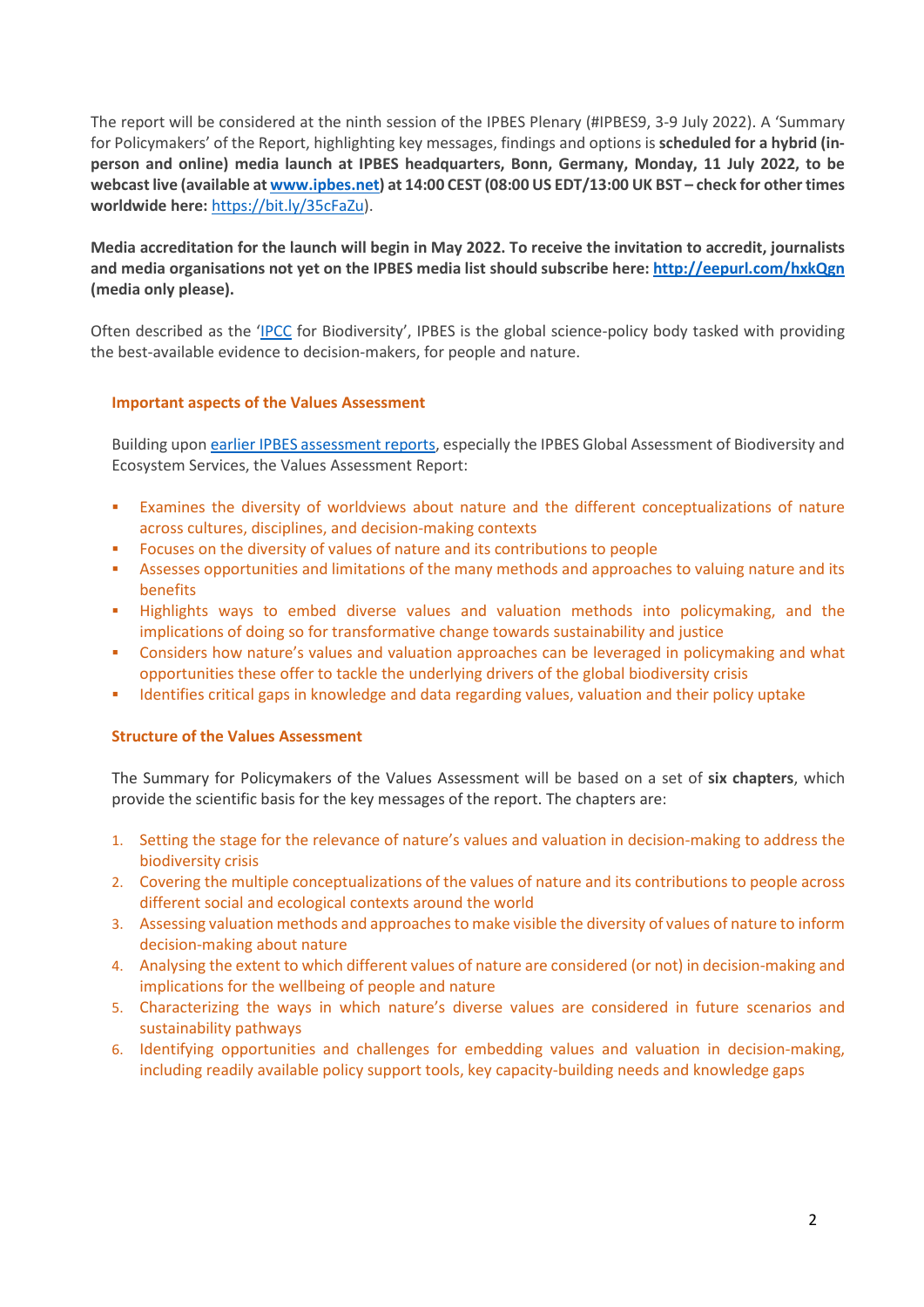The report will be considered at the ninth session of the IPBES Plenary (#IPBES9, 3-9 July 2022). A 'Summary for Policymakers' of the Report, highlighting key messages, findings and options is **scheduled for a hybrid (in-person and online) media launch at IPBES headquarters, Bonn, Germany, Monday, 11 July 2022, to be webcast live (available at [www.ipbes.net](www.ipbes.net)) at 14:00 CEST (08:00 US EDT/13:00 UK BST – check for other times worldwide here:** [https://bit.ly/35cFaZu](https://bit.ly/35cFaZu)).

**Media accreditation for the launch will begin in May 2022. To receive the invitation to accredit, journalists and media organisations not yet on the IPBES media list should subscribe here: [http://eepurl.com/hxkQgn](http://eepurl.com/hxkQgn) (media only please).**

Often described as the 'IPCC for Biodiversity', IPBES is the global science-policy body tasked with providing the best-available evidence to decision-makers, for people and nature.

### Important aspects of the Values Assessment

Building upon earlier IPBES assessment reports, especially the IPBES Global Assessment of Biodiversity and Ecosystem Services, the Values Assessment Report:

- Examines the diversity of worldviews about nature and the different conceptualizations of nature across cultures, disciplines, and decision-making contexts
- Focuses on the diversity of values of nature and its contributions to people
- Assesses opportunities and limitations of the many methods and approaches to valuing nature and its benefits
- Highlights ways to embed diverse values and valuation methods into policymaking, and the implications of doing so for transformative change towards sustainability and justice
- Considers how nature's values and valuation approaches can be leveraged in policymaking and what opportunities these offer to tackle the underlying drivers of the global biodiversity crisis
- Identifies critical gaps in knowledge and data regarding values, valuation and their policy uptake

### Structure of the Values Assessment

The Summary for Policymakers of the Values Assessment will be based on a set of **six chapters**, which provide the scientific basis for the key messages of the report. The chapters are:

1. Setting the stage for the relevance of nature's values and valuation in decision-making to address the biodiversity crisis
2. Covering the multiple conceptualizations of the values of nature and its contributions to people across different social and ecological contexts around the world
3. Assessing valuation methods and approaches to make visible the diversity of values of nature to inform decision-making about nature
4. Analysing the extent to which different values of nature are considered (or not) in decision-making and implications for the wellbeing of people and nature
5. Characterizing the ways in which nature's diverse values are considered in future scenarios and sustainability pathways
6. Identifying opportunities and challenges for embedding values and valuation in decision-making, including readily available policy support tools, key capacity-building needs and knowledge gaps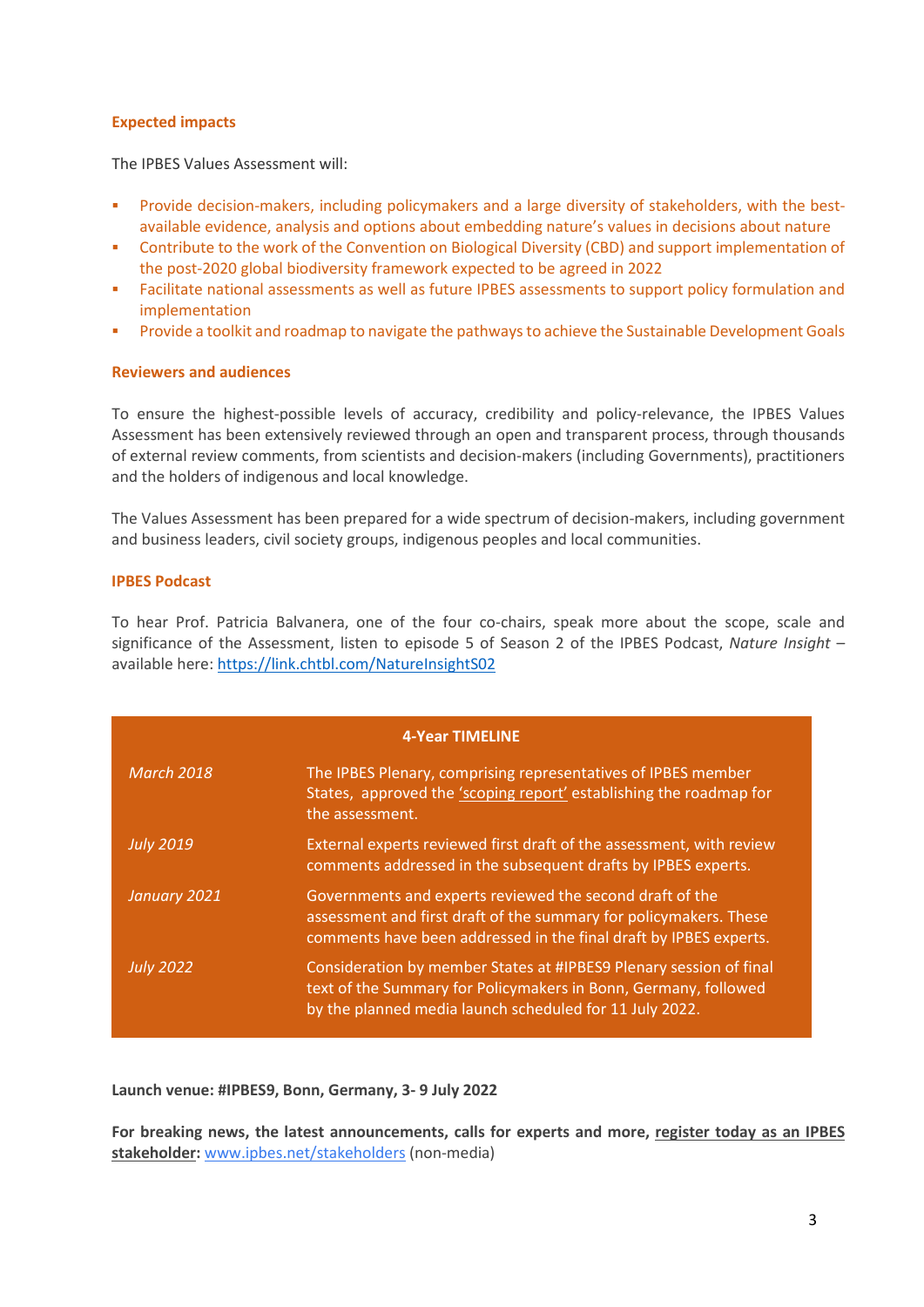### Expected impacts

The IPBES Values Assessment will:

- Provide decision-makers, including policymakers and a large diversity of stakeholders, with the best-available evidence, analysis and options about embedding nature's values in decisions about nature
- Contribute to the work of the Convention on Biological Diversity (CBD) and support implementation of the post-2020 global biodiversity framework expected to be agreed in 2022
- Facilitate national assessments as well as future IPBES assessments to support policy formulation and implementation
- Provide a toolkit and roadmap to navigate the pathways to achieve the Sustainable Development Goals

### Reviewers and audiences

To ensure the highest-possible levels of accuracy, credibility and policy-relevance, the IPBES Values Assessment has been extensively reviewed through an open and transparent process, through thousands of external review comments, from scientists and decision-makers (including Governments), practitioners and the holders of indigenous and local knowledge.

The Values Assessment has been prepared for a wide spectrum of decision-makers, including government and business leaders, civil society groups, indigenous peoples and local communities.

### IPBES Podcast

To hear Prof. Patricia Balvanera, one of the four co-chairs, speak more about the scope, scale and significance of the Assessment, listen to episode 5 of Season 2 of the IPBES Podcast, *Nature Insight* – available here: https://link.chtbl.com/NatureInsightS02

| 4-Year TIMELINE | |
|---|---|
| *March 2018* | The IPBES Plenary, comprising representatives of IPBES member States, approved the 'scoping report' establishing the roadmap for the assessment. |
| *July 2019* | External experts reviewed first draft of the assessment, with review comments addressed in the subsequent drafts by IPBES experts. |
| *January 2021* | Governments and experts reviewed the second draft of the assessment and first draft of the summary for policymakers. These comments have been addressed in the final draft by IPBES experts. |
| *July 2022* | Consideration by member States at #IPBES9 Plenary session of final text of the Summary for Policymakers in Bonn, Germany, followed by the planned media launch scheduled for 11 July 2022. |

**Launch venue: #IPBES9, Bonn, Germany, 3- 9 July 2022**

**For breaking news, the latest announcements, calls for experts and more, register today as an IPBES stakeholder:** www.ipbes.net/stakeholders (non-media)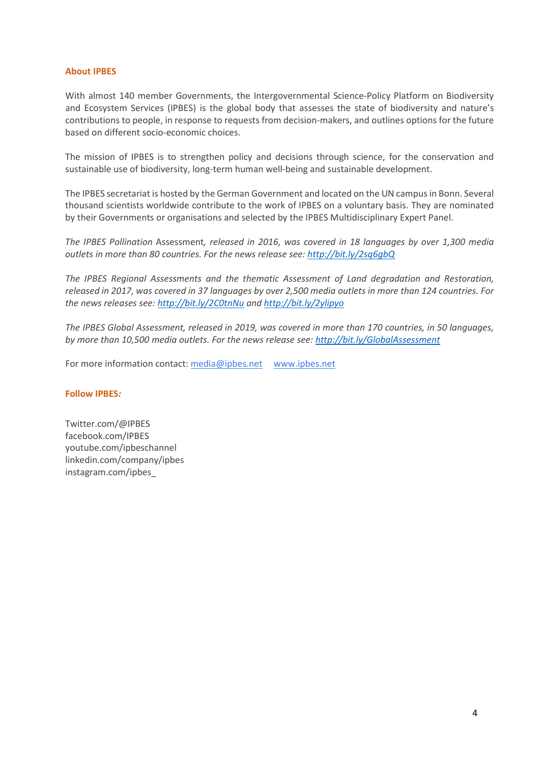### About IPBES

With almost 140 member Governments, the Intergovernmental Science-Policy Platform on Biodiversity and Ecosystem Services (IPBES) is the global body that assesses the state of biodiversity and nature's contributions to people, in response to requests from decision-makers, and outlines options for the future based on different socio-economic choices.

The mission of IPBES is to strengthen policy and decisions through science, for the conservation and sustainable use of biodiversity, long-term human well-being and sustainable development.

The IPBES secretariat is hosted by the German Government and located on the UN campus in Bonn. Several thousand scientists worldwide contribute to the work of IPBES on a voluntary basis. They are nominated by their Governments or organisations and selected by the IPBES Multidisciplinary Expert Panel.

*The IPBES Pollination* Assessment*, released in 2016, was covered in 18 languages by over 1,300 media outlets in more than 80 countries. For the news release see: [http://bit.ly/2sq6gbQ](http://bit.ly/2sq6gbQ)*

*The IPBES Regional Assessments and the thematic Assessment of Land degradation and Restoration, released in 2017, was covered in 37 languages by over 2,500 media outlets in more than 124 countries. For the news releases see: [http://bit.ly/2C0tnNu](http://bit.ly/2C0tnNu) and [http://bit.ly/2ylipyo](http://bit.ly/2ylipyo)*

*The IPBES Global Assessment, released in 2019, was covered in more than 170 countries, in 50 languages, by more than 10,500 media outlets. For the news release see: [http://bit.ly/GlobalAssessment](http://bit.ly/GlobalAssessment)*

For more information contact: [media@ipbes.net](mailto:media@ipbes.net) [www.ipbes.net](http://www.ipbes.net)

### Follow IPBES*:*

Twitter.com/@IPBES
facebook.com/IPBES
youtube.com/ipbeschannel
linkedin.com/company/ipbes
instagram.com/ipbes_